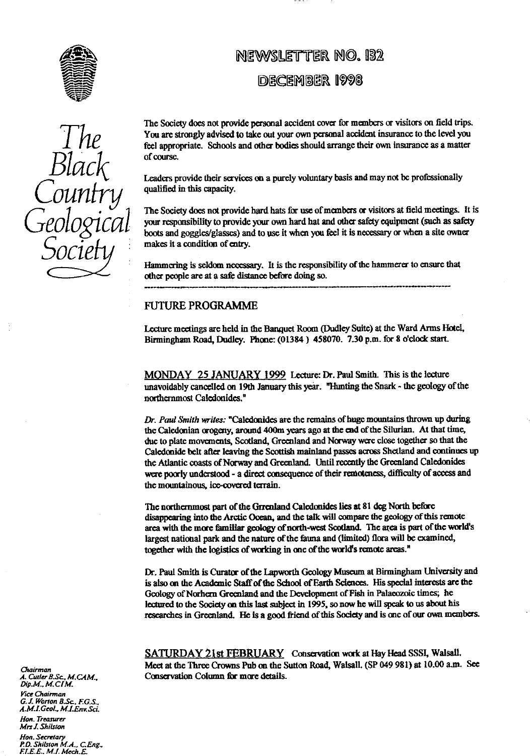# NEWSLETTER NO. 132

## DECEMBER 1998

The Black Country Geological Society

The Society does not provide personal accident cover for members or visitors on field trips. You are strongly advised to take out your own personal accident insurance to the level you feel appropriate. Schools and other bodies should arrange their own insurance as a matter of course.

Leaders provide their services on a purely voluntary basis and may not be professionally qualified in this capacity.

The Society does not provide hard hats for use of members or visitors at field meetings. It is your responsibility to provide your own hard hat and other safety equipment (such as safety boots and goggles/glasses) and to use it when you feel it is necessary or when a site owner makes it a condition of entry.

Hammering is seldom necessary. It is the responsibility of the hammerer to ensure that other people are at a safe distance before doing so.

---

## FUTURE PROGRAMME

Lecture meetings are held in the Banquet Room (Dudley Suite) at the Ward Arms Hotel, Birmingham Road, Dudley. Phone: (01384 ) 458070. 7.30 p.m. for 8 o'clock start.

MONDAY 25 JANUARY 1999 Lecture: Dr. Paul Smith. This is the lecture unavoidably cancelled on 19th January this year. "Hunting the Snark - the geology of the northernmost Caledonides."

*Dr. Paul Smith writes:* "Caledonides are the remains of huge mountains thrown up during the Caledonian orogeny, around 400m years ago at the end of the Silurian. At that time, due to plate movements, Scotland, Greenland and Norway were close together so that the Caledonide belt after leaving the Scottish mainland passes across Shetland and continues up the Atlantic coasts of Norway and Greenland. Until recently the Greenland Caledonides were poorly understood - a direct consequence of their remoteness, difficulty of access and the mountainous, ice-covered terrain.

The northernmost part of the Grrenland Caledonides lies at 81 deg North before disappearing into the Arctic Ocean, and the talk will compare the geology of this remote area with the more familiar geology of north-west Scotland. The area is part of the world's largest national park and the nature of the fauna and (limited) flora will be examined, together with the logistics of working in one of the world's remote areas."

Dr. Paul Smith is Curator of the Lapworth Geology Museum at Birmingham University and is also on the Academic Staff of the School of Earth Sciences. His special interests are the Geology of Norhern Greenland and the Development of Fish in Palaeozoic times; he lectured to the Society on this last subject in 1995, so now he will speak to us about his researches in Greenland. He is a good friend of this Society and is one of our own members.

SATURDAY 21st FEBRUARY Conservation work at Hay Head SSSI, Walsall. Meet at the Three Crowns Pub on the Sutton Road, Walsall. (SP 049 981) at 10.00 a.m. See Conservation Column for more details.

*Chairman*
*A. Cutler B.Sc., M.CAM., Dip.M., M.CIM.*

*Vice Chairman*
*G. J. Worton B.Sc., F.G.S., A.M.I.Geol., M.I.Env.Sci.*

*Hon. Treasurer*
*Mrs J. Shilston*

*Hon. Secretary*
*P.D. Shilston M.A., C.Eng., F.I.E.E., M.I. Mech.E.*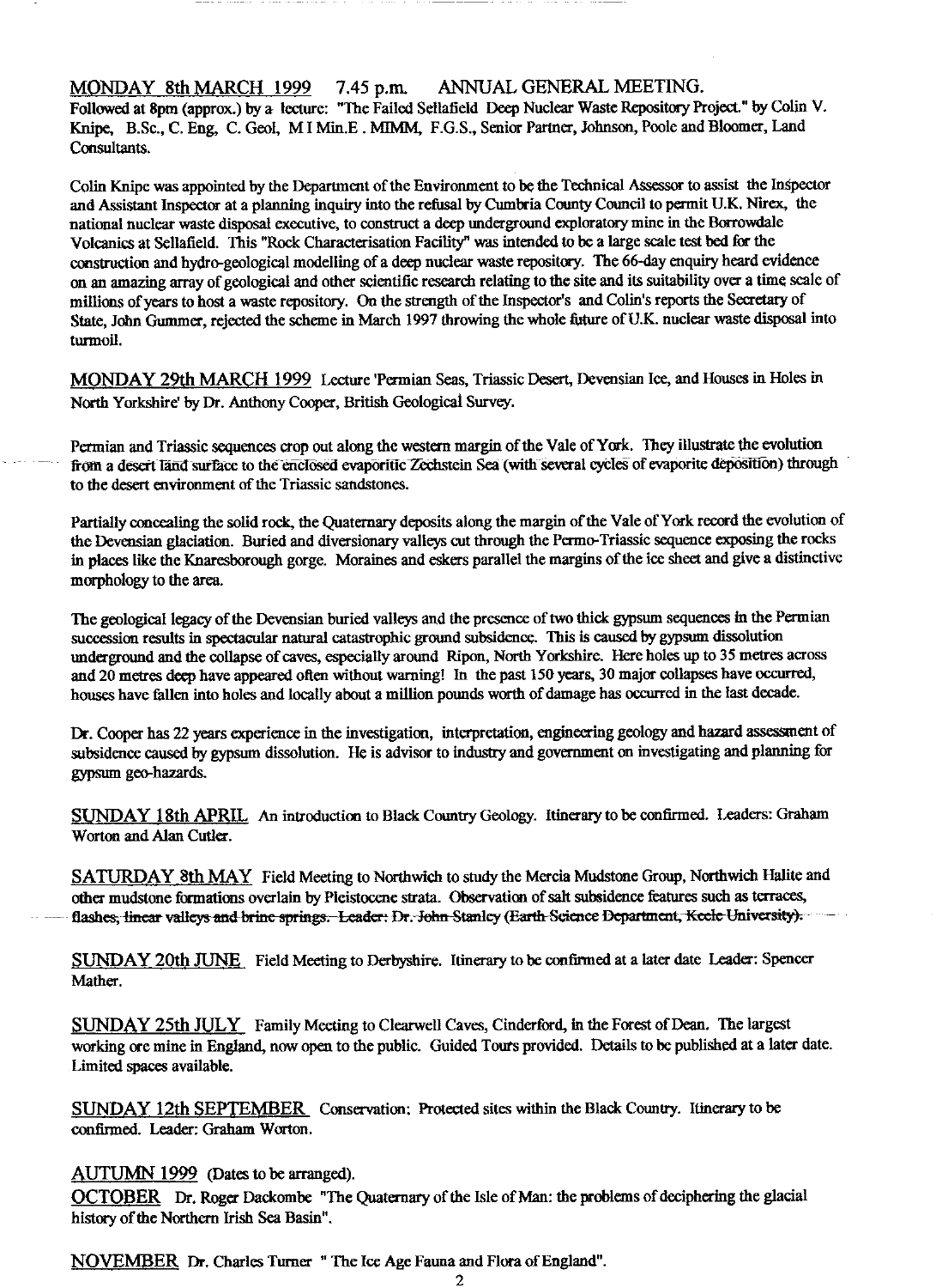MONDAY 8th MARCH 1999 7.45 p.m. ANNUAL GENERAL MEETING.

Followed at 8pm (approx.) by a lecture: "The Failed Sellafield Deep Nuclear Waste Repository Project." by Colin V. Knipe, B.Sc., C. Eng, C. Geol, M I Min.E . MIMM, F.G.S., Senior Partner, Johnson, Poole and Bloomer, Land Consultants.

Colin Knipe was appointed by the Department of the Environment to be the Technical Assessor to assist the Inspector and Assistant Inspector at a planning inquiry into the refusal by Cumbria County Council to permit U.K. Nirex, the national nuclear waste disposal executive, to construct a deep underground exploratory mine in the Borrowdale Volcanics at Sellafield. This "Rock Characterisation Facility" was intended to be a large scale test bed for the construction and hydro-geological modelling of a deep nuclear waste repository. The 66-day enquiry heard evidence on an amazing array of geological and other scientific research relating to the site and its suitability over a time scale of millions of years to host a waste repository. On the strength of the Inspector's and Colin's reports the Secretary of State, John Gummer, rejected the scheme in March 1997 throwing the whole future of U.K. nuclear waste disposal into turmoil.

MONDAY 29th MARCH 1999 Lecture 'Permian Seas, Triassic Desert, Devensian Ice, and Houses in Holes in North Yorkshire' by Dr. Anthony Cooper, British Geological Survey.

Permian and Triassic sequences crop out along the western margin of the Vale of York. They illustrate the evolution from a desert land surface to the enclosed evaporitic Zechstein Sea (with several cycles of evaporite deposition) through to the desert environment of the Triassic sandstones.

Partially concealing the solid rock, the Quaternary deposits along the margin of the Vale of York record the evolution of the Devensian glaciation. Buried and diversionary valleys cut through the Permo-Triassic sequence exposing the rocks in places like the Knaresborough gorge. Moraines and eskers parallel the margins of the ice sheet and give a distinctive morphology to the area.

The geological legacy of the Devensian buried valleys and the presence of two thick gypsum sequences in the Permian succession results in spectacular natural catastrophic ground subsidence. This is caused by gypsum dissolution underground and the collapse of caves, especially around Ripon, North Yorkshire. Here holes up to 35 metres across and 20 metres deep have appeared often without warning! In the past 150 years, 30 major collapses have occurred, houses have fallen into holes and locally about a million pounds worth of damage has occurred in the last decade.

Dr. Cooper has 22 years experience in the investigation, interpretation, engineering geology and hazard assessment of subsidence caused by gypsum dissolution. He is advisor to industry and government on investigating and planning for gypsum geo-hazards.

SUNDAY 18th APRIL An introduction to Black Country Geology. Itinerary to be confirmed. Leaders: Graham Worton and Alan Cutler.

SATURDAY 8th MAY Field Meeting to Northwich to study the Mercia Mudstone Group, Northwich Halite and other mudstone formations overlain by Pleistocene strata. Observation of salt subsidence features such as terraces, flashes, linear valleys and brine springs. Leader: Dr. John Stanley (Earth Science Department, Keele University).

SUNDAY 20th JUNE Field Meeting to Derbyshire. Itinerary to be confirmed at a later date Leader: Spencer Mather.

SUNDAY 25th JULY Family Meeting to Clearwell Caves, Cinderford, in the Forest of Dean. The largest working ore mine in England, now open to the public. Guided Tours provided. Details to be published at a later date. Limited spaces available.

SUNDAY 12th SEPTEMBER Conservation: Protected sites within the Black Country. Itinerary to be confirmed. Leader: Graham Worton.

AUTUMN 1999 (Dates to be arranged).

OCTOBER Dr. Roger Dackombe "The Quaternary of the Isle of Man: the problems of deciphering the glacial history of the Northern Irish Sea Basin".

NOVEMBER Dr. Charles Turner " The Ice Age Fauna and Flora of England".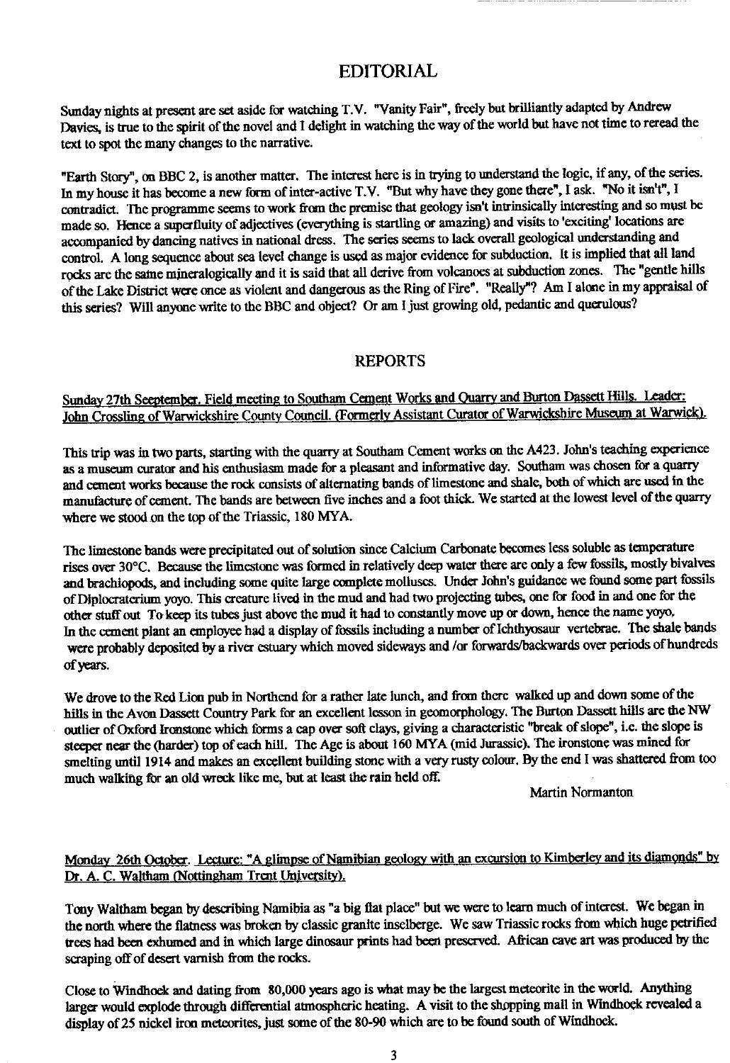# EDITORIAL

Sunday nights at present are set aside for watching T.V. "Vanity Fair", freely but brilliantly adapted by Andrew Davies, is true to the spirit of the novel and I delight in watching the way of the world but have not time to reread the text to spot the many changes to the narrative.

"Earth Story", on BBC 2, is another matter. The interest here is in trying to understand the logic, if any, of the series. In my house it has become a new form of inter-active T.V. "But why have they gone there", I ask. "No it isn't", I contradict. The programme seems to work from the premise that geology isn't intrinsically interesting and so must be made so. Hence a superfluity of adjectives (everything is startling or amazing) and visits to 'exciting' locations are accompanied by dancing natives in national dress. The series seems to lack overall geological understanding and control. A long sequence about sea level change is used as major evidence for subduction. It is implied that all land rocks are the same mineralogically and it is said that all derive from volcanoes at subduction zones. The "gentle hills of the Lake District were once as violent and dangerous as the Ring of Fire". "Really"? Am I alone in my appraisal of this series? Will anyone write to the BBC and object? Or am I just growing old, pedantic and querulous?

# REPORTS

<u>Sunday 27th Seeptember. Field meeting to Southam Cement Works and Quarry and Burton Dassett Hills. Leader: John Crossling of Warwickshire County Council. (Formerly Assistant Curator of Warwickshire Museum at Warwick).</u>

This trip was in two parts, starting with the quarry at Southam Cement works on the A423. John's teaching experience as a museum curator and his enthusiasm made for a pleasant and informative day. Southam was chosen for a quarry and cement works because the rock consists of alternating bands of limestone and shale, both of which are used in the manufacture of cement. The bands are between five inches and a foot thick. We started at the lowest level of the quarry where we stood on the top of the Triassic, 180 MYA.

The limestone bands were precipitated out of solution since Calcium Carbonate becomes less soluble as temperature rises over 30°C. Because the limestone was formed in relatively deep water there are only a few fossils, mostly bivalves and brachiopods, and including some quite large complete molluscs. Under John's guidance we found some part fossils of Diplocraterium yoyo. This creature lived in the mud and had two projecting tubes, one for food in and one for the other stuff out To keep its tubes just above the mud it had to constantly move up or down, hence the name yoyo. In the cement plant an employee had a display of fossils including a number of Ichthyosaur vertebrae. The shale bands were probably deposited by a river estuary which moved sideways and /or forwards/backwards over periods of hundreds of years.

We drove to the Red Lion pub in Northend for a rather late lunch, and from there walked up and down some of the hills in the Avon Dassett Country Park for an excellent lesson in geomorphology. The Burton Dassett hills are the NW outlier of Oxford Ironstone which forms a cap over soft clays, giving a characteristic "break of slope", i.e. the slope is steeper near the (harder) top of each hill. The Age is about 160 MYA (mid Jurassic). The ironstone was mined for smelting until 1914 and makes an excellent building stone with a very rusty colour. By the end I was shattered from too much walking for an old wreck like me, but at least the rain held off.

Martin Normanton

<u>Monday 26th October. Lecture: "A glimpse of Namibian geology with an excursion to Kimberley and its diamonds" by Dr. A. C. Waltham (Nottingham Trent University).</u>

Tony Waltham began by describing Namibia as "a big flat place" but we were to learn much of interest. We began in the north where the flatness was broken by classic granite inselberge. We saw Triassic rocks from which huge petrified trees had been exhumed and in which large dinosaur prints had been preserved. African cave art was produced by the scraping off of desert varnish from the rocks.

Close to Windhoek and dating from 80,000 years ago is what may be the largest meteorite in the world. Anything larger would explode through differential atmospheric heating. A visit to the shopping mall in Windhoek revealed a display of 25 nickel iron meteorites, just some of the 80-90 which are to be found south of Windhoek.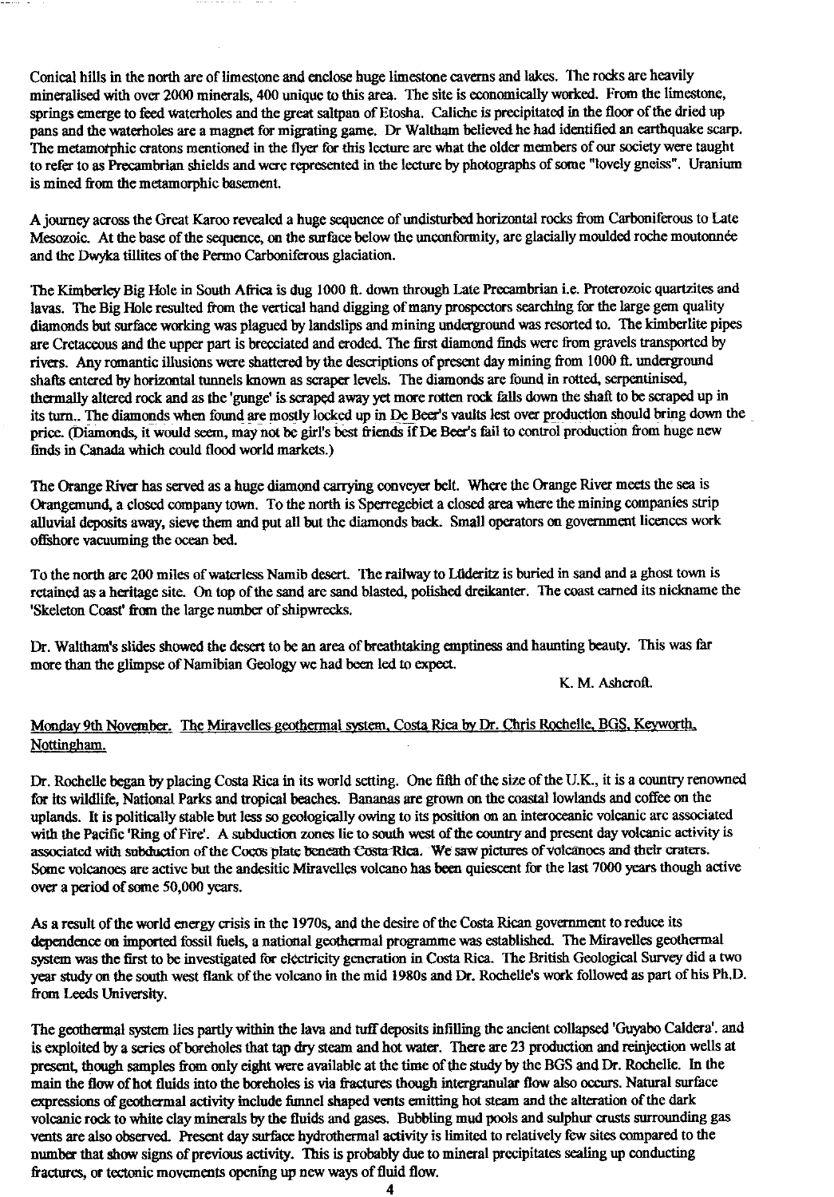Conical hills in the north are of limestone and enclose huge limestone caverns and lakes. The rocks are heavily mineralised with over 2000 minerals, 400 unique to this area. The site is economically worked. From the limestone, springs emerge to feed waterholes and the great saltpan of Etosha. Caliche is precipitated in the floor of the dried up pans and the waterholes are a magnet for migrating game. Dr Waltham believed he had identified an earthquake scarp. The metamorphic cratons mentioned in the flyer for this lecture are what the older members of our society were taught to refer to as Precambrian shields and were represented in the lecture by photographs of some "lovely gneiss". Uranium is mined from the metamorphic basement.

A journey across the Great Karoo revealed a huge sequence of undisturbed horizontal rocks from Carboniferous to Late Mesozoic. At the base of the sequence, on the surface below the unconformity, are glacially moulded roche moutonnée and the Dwyka tillites of the Permo Carboniferous glaciation.

The Kimberley Big Hole in South Africa is dug 1000 ft. down through Late Precambrian i.e. Proterozoic quartzites and lavas. The Big Hole resulted from the vertical hand digging of many prospectors searching for the large gem quality diamonds but surface working was plagued by landslips and mining underground was resorted to. The kimberlite pipes are Cretaceous and the upper part is brecciated and eroded. The first diamond finds were from gravels transported by rivers. Any romantic illusions were shattered by the descriptions of present day mining from 1000 ft. underground shafts entered by horizontal tunnels known as scraper levels. The diamonds are found in rotted, serpentinised, thermally altered rock and as the 'gunge' is scraped away yet more rotten rock falls down the shaft to be scraped up in its turn.. The diamonds when found are mostly locked up in De Beer's vaults lest over production should bring down the price. (Diamonds, it would seem, may not be girl's best friends if De Beer's fail to control production from huge new finds in Canada which could flood world markets.)

The Orange River has served as a huge diamond carrying conveyer belt. Where the Orange River meets the sea is Orangemund, a closed company town. To the north is Sperregebiet a closed area where the mining companies strip alluvial deposits away, sieve them and put all but the diamonds back. Small operators on government licences work offshore vacuuming the ocean bed.

To the north are 200 miles of waterless Namib desert. The railway to Lüderitz is buried in sand and a ghost town is retained as a heritage site. On top of the sand are sand blasted, polished dreikanter. The coast earned its nickname the 'Skeleton Coast' from the large number of shipwrecks.

Dr. Waltham's slides showed the desert to be an area of breathtaking emptiness and haunting beauty. This was far more than the glimpse of Namibian Geology we had been led to expect.

K. M. Ashcroft.

<u>Monday 9th November. The Miravelles geothermal system, Costa Rica by Dr. Chris Rochelle, BGS, Keyworth, Nottingham.</u>

Dr. Rochelle began by placing Costa Rica in its world setting. One fifth of the size of the U.K., it is a country renowned for its wildlife, National Parks and tropical beaches. Bananas are grown on the coastal lowlands and coffee on the uplands. It is politically stable but less so geologically owing to its position on an interoceanic volcanic arc associated with the Pacific 'Ring of Fire'. A subduction zones lie to south west of the country and present day volcanic activity is associated with subduction of the Cocos plate beneath Costa Rica. We saw pictures of volcanoes and their craters. Some volcanoes are active but the andesitic Miravelles volcano has been quiescent for the last 7000 years though active over a period of some 50,000 years.

As a result of the world energy crisis in the 1970s, and the desire of the Costa Rican government to reduce its dependence on imported fossil fuels, a national geothermal programme was established. The Miravelles geothermal system was the first to be investigated for electricity generation in Costa Rica. The British Geological Survey did a two year study on the south west flank of the volcano in the mid 1980s and Dr. Rochelle's work followed as part of his Ph.D. from Leeds University.

The geothermal system lies partly within the lava and tuff deposits infilling the ancient collapsed 'Guyabo Caldera'. and is exploited by a series of boreholes that tap dry steam and hot water. There are 23 production and reinjection wells at present, though samples from only eight were available at the time of the study by the BGS and Dr. Rochelle. In the main the flow of hot fluids into the boreholes is via fractures though intergranular flow also occurs. Natural surface expressions of geothermal activity include funnel shaped vents emitting hot steam and the alteration of the dark volcanic rock to white clay minerals by the fluids and gases. Bubbling mud pools and sulphur crusts surrounding gas vents are also observed. Present day surface hydrothermal activity is limited to relatively few sites compared to the number that show signs of previous activity. This is probably due to mineral precipitates sealing up conducting fractures, or tectonic movements opening up new ways of fluid flow.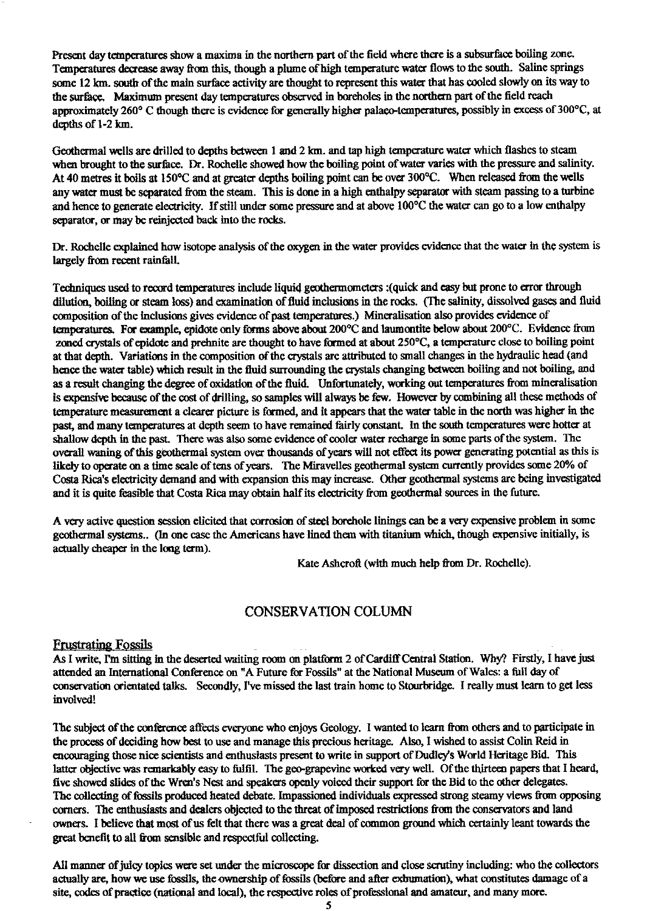Present day temperatures show a maxima in the northern part of the field where there is a subsurface boiling zone. Temperatures decrease away from this, though a plume of high temperature water flows to the south. Saline springs some 12 km. south of the main surface activity are thought to represent this water that has cooled slowly on its way to the surface. Maximum present day temperatures observed in boreholes in the northern part of the field reach approximately 260° C though there is evidence for generally higher palaeo-temperatures, possibly in excess of 300°C, at depths of 1-2 km.

Geothermal wells are drilled to depths between 1 and 2 km. and tap high temperature water which flashes to steam when brought to the surface. Dr. Rochelle showed how the boiling point of water varies with the pressure and salinity. At 40 metres it boils at 150°C and at greater depths boiling point can be over 300°C. When released from the wells any water must be separated from the steam. This is done in a high enthalpy separator with steam passing to a turbine and hence to generate electricity. If still under some pressure and at above 100°C the water can go to a low enthalpy separator, or may be reinjected back into the rocks.

Dr. Rochelle explained how isotope analysis of the oxygen in the water provides evidence that the water in the system is largely from recent rainfall.

Techniques used to record temperatures include liquid geothermometers :(quick and easy but prone to error through dilution, boiling or steam loss) and examination of fluid inclusions in the rocks. (The salinity, dissolved gases and fluid composition of the inclusions gives evidence of past temperatures.) Mineralisation also provides evidence of temperatures. For example, epidote only forms above about 200°C and laumontite below about 200°C. Evidence from zoned crystals of epidote and prehnite are thought to have formed at about 250°C, a temperature close to boiling point at that depth. Variations in the composition of the crystals are attributed to small changes in the hydraulic head (and hence the water table) which result in the fluid surrounding the crystals changing between boiling and not boiling, and as a result changing the degree of oxidation of the fluid. Unfortunately, working out temperatures from mineralisation is expensive because of the cost of drilling, so samples will always be few. However by combining all these methods of temperature measurement a clearer picture is formed, and it appears that the water table in the north was higher in the past, and many temperatures at depth seem to have remained fairly constant. In the south temperatures were hotter at shallow depth in the past. There was also some evidence of cooler water recharge in some parts of the system. The overall waning of this geothermal system over thousands of years will not effect its power generating potential as this is likely to operate on a time scale of tens of years. The Miravelles geothermal system currently provides some 20% of Costa Rica's electricity demand and with expansion this may increase. Other geothermal systems are being investigated and it is quite feasible that Costa Rica may obtain half its electricity from geothermal sources in the future.

A very active question session elicited that corrosion of steel borehole linings can be a very expensive problem in some geothermal systems.. (In one case the Americans have lined them with titanium which, though expensive initially, is actually cheaper in the long term).

Kate Ashcroft (with much help from Dr. Rochelle).

## CONSERVATION COLUMN

### Frustrating Fossils

As I write, I'm sitting in the deserted waiting room on platform 2 of Cardiff Central Station. Why? Firstly, I have just attended an International Conference on "A Future for Fossils" at the National Museum of Wales: a full day of conservation orientated talks. Secondly, I've missed the last train home to Stourbridge. I really must learn to get less involved!

The subject of the conference affects everyone who enjoys Geology. I wanted to learn from others and to participate in the process of deciding how best to use and manage this precious heritage. Also, I wished to assist Colin Reid in encouraging those nice scientists and enthusiasts present to write in support of Dudley's World Heritage Bid. This latter objective was remarkably easy to fulfil. The geo-grapevine worked very well. Of the thirteen papers that I heard, five showed slides of the Wren's Nest and speakers openly voiced their support for the Bid to the other delegates. The collecting of fossils produced heated debate. Impassioned individuals expressed strong steamy views from opposing corners. The enthusiasts and dealers objected to the threat of imposed restrictions from the conservators and land owners. I believe that most of us felt that there was a great deal of common ground which certainly leant towards the great benefit to all from sensible and respectful collecting.

All manner of juicy topics were set under the microscope for dissection and close scrutiny including: who the collectors actually are, how we use fossils, the ownership of fossils (before and after exhumation), what constitutes damage of a site, codes of practice (national and local), the respective roles of professional and amateur, and many more.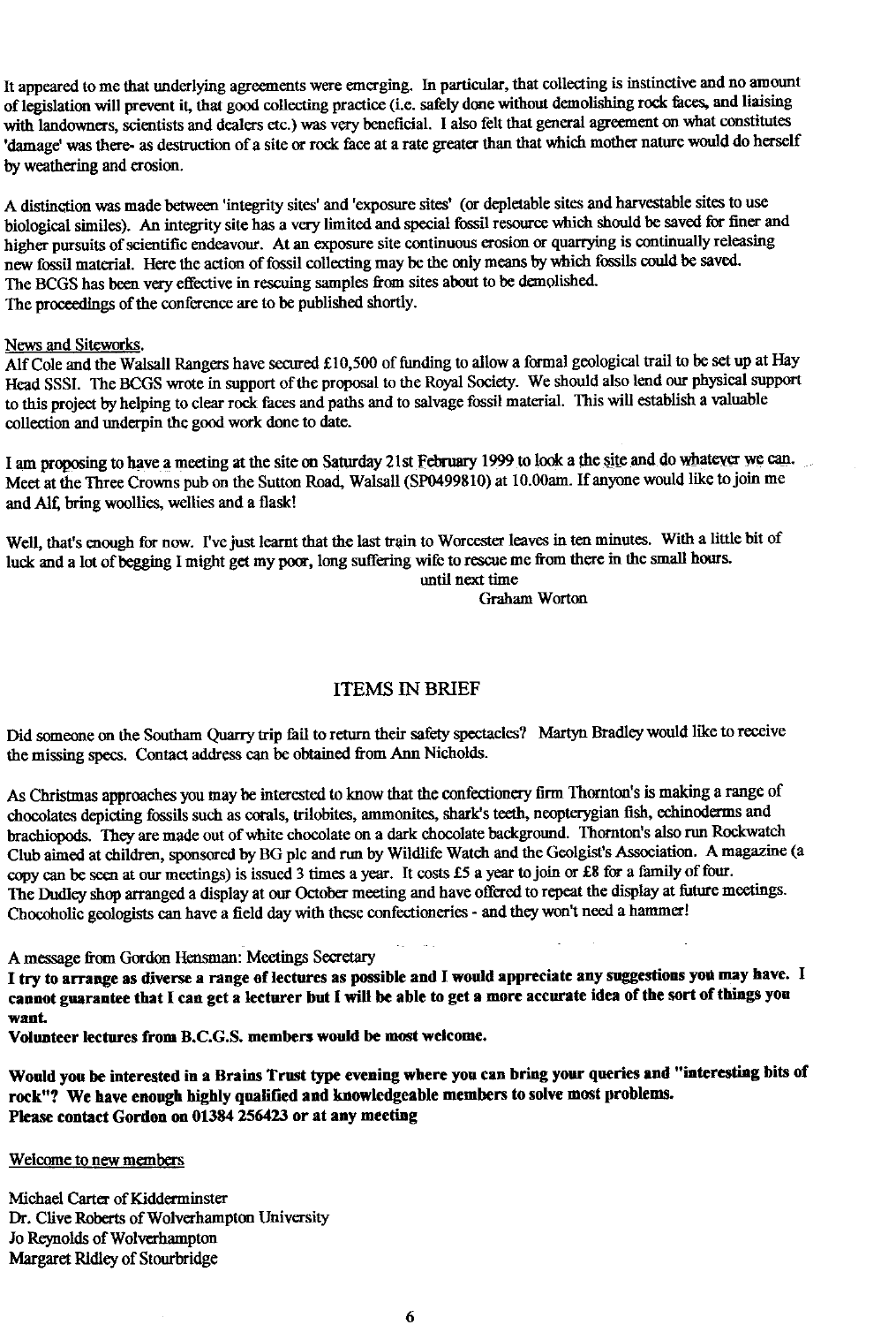It appeared to me that underlying agreements were emerging. In particular, that collecting is instinctive and no amount of legislation will prevent it, that good collecting practice (i.e. safely done without demolishing rock faces, and liaising with landowners, scientists and dealers etc.) was very beneficial. I also felt that general agreement on what constitutes 'damage' was there- as destruction of a site or rock face at a rate greater than that which mother nature would do herself by weathering and erosion.

A distinction was made between 'integrity sites' and 'exposure sites' (or depletable sites and harvestable sites to use biological similes). An integrity site has a very limited and special fossil resource which should be saved for finer and higher pursuits of scientific endeavour. At an exposure site continuous erosion or quarrying is continually releasing new fossil material. Here the action of fossil collecting may be the only means by which fossils could be saved.
The BCGS has been very effective in rescuing samples from sites about to be demolished.
The proceedings of the conference are to be published shortly.

News and Siteworks.
Alf Cole and the Walsall Rangers have secured £10,500 of funding to allow a formal geological trail to be set up at Hay Head SSSI. The BCGS wrote in support of the proposal to the Royal Society. We should also lend our physical support to this project by helping to clear rock faces and paths and to salvage fossil material. This will establish a valuable collection and underpin the good work done to date.

I am proposing to have a meeting at the site on Saturday 21st February 1999 to look a the site and do whatever we can. Meet at the Three Crowns pub on the Sutton Road, Walsall (SP0499810) at 10.00am. If anyone would like to join me and Alf, bring woollies, wellies and a flask!

Well, that's enough for now. I've just learnt that the last train to Worcester leaves in ten minutes. With a little bit of luck and a lot of begging I might get my poor, long suffering wife to rescue me from there in the small hours.

until next time
Graham Worton

## ITEMS IN BRIEF

Did someone on the Southam Quarry trip fail to return their safety spectacles? Martyn Bradley would like to receive the missing specs. Contact address can be obtained from Ann Nicholds.

As Christmas approaches you may be interested to know that the confectionery firm Thornton's is making a range of chocolates depicting fossils such as corals, trilobites, ammonites, shark's teeth, neopterygian fish, echinoderms and brachiopods. They are made out of white chocolate on a dark chocolate background. Thornton's also run Rockwatch Club aimed at children, sponsored by BG plc and run by Wildlife Watch and the Geolgist's Association. A magazine (a copy can be seen at our meetings) is issued 3 times a year. It costs £5 a year to join or £8 for a family of four.
The Dudley shop arranged a display at our October meeting and have offered to repeat the display at future meetings.
Chocoholic geologists can have a field day with these confectioneries - and they won't need a hammer!

A message from Gordon Hensman: Meetings Secretary
**I try to arrange as diverse a range of lectures as possible and I would appreciate any suggestions you may have. I cannot guarantee that I can get a lecturer but I will be able to get a more accurate idea of the sort of things you want.**
**Volunteer lectures from B.C.G.S. members would be most welcome.**

**Would you be interested in a Brains Trust type evening where you can bring your queries and "interesting bits of rock"? We have enough highly qualified and knowledgeable members to solve most problems.**
**Please contact Gordon on 01384 256423 or at any meeting**

Welcome to new members

Michael Carter of Kidderminster
Dr. Clive Roberts of Wolverhampton University
Jo Reynolds of Wolverhampton
Margaret Ridley of Stourbridge